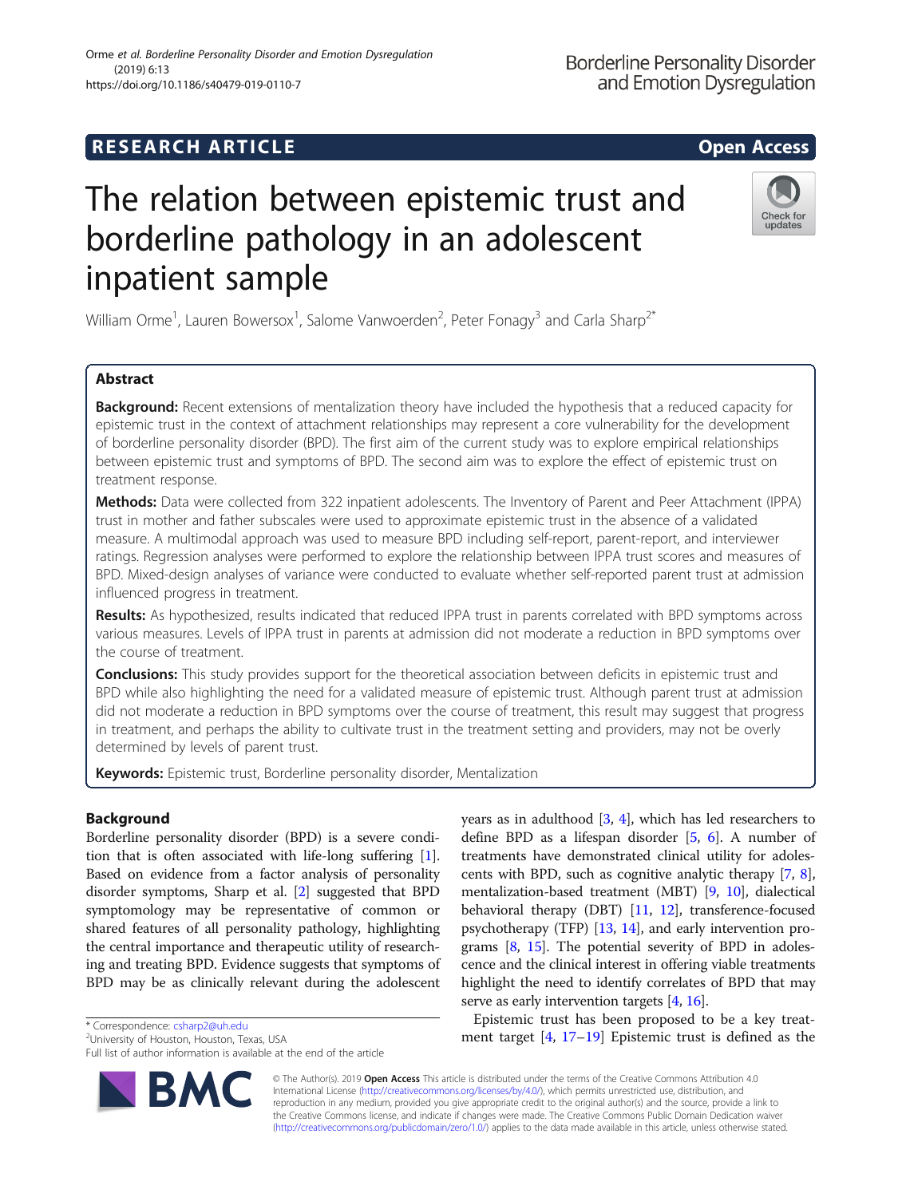RESEARCH ARTICLE

Open Access

# The relation between epistemic trust and borderline pathology in an adolescent inpatient sample

William Orme[1], Lauren Bowersox[1], Salome Vanwoerden[2], Peter Fonagy[3] and Carla Sharp[2*]

## Abstract

**Background:** Recent extensions of mentalization theory have included the hypothesis that a reduced capacity for epistemic trust in the context of attachment relationships may represent a core vulnerability for the development of borderline personality disorder (BPD). The first aim of the current study was to explore empirical relationships between epistemic trust and symptoms of BPD. The second aim was to explore the effect of epistemic trust on treatment response.

**Methods:** Data were collected from 322 inpatient adolescents. The Inventory of Parent and Peer Attachment (IPPA) trust in mother and father subscales were used to approximate epistemic trust in the absence of a validated measure. A multimodal approach was used to measure BPD including self-report, parent-report, and interviewer ratings. Regression analyses were performed to explore the relationship between IPPA trust scores and measures of BPD. Mixed-design analyses of variance were conducted to evaluate whether self-reported parent trust at admission influenced progress in treatment.

**Results:** As hypothesized, results indicated that reduced IPPA trust in parents correlated with BPD symptoms across various measures. Levels of IPPA trust in parents at admission did not moderate a reduction in BPD symptoms over the course of treatment.

**Conclusions:** This study provides support for the theoretical association between deficits in epistemic trust and BPD while also highlighting the need for a validated measure of epistemic trust. Although parent trust at admission did not moderate a reduction in BPD symptoms over the course of treatment, this result may suggest that progress in treatment, and perhaps the ability to cultivate trust in the treatment setting and providers, may not be overly determined by levels of parent trust.

**Keywords:** Epistemic trust, Borderline personality disorder, Mentalization

## Background

Borderline personality disorder (BPD) is a severe condition that is often associated with life-long suffering [1]. Based on evidence from a factor analysis of personality disorder symptoms, Sharp et al. [2] suggested that BPD symptomatology may be representative of common or shared features of all personality pathology, highlighting the central importance and therapeutic utility of researching and treating BPD. Evidence suggests that symptoms of BPD may be as clinically relevant during the adolescent years as in adulthood [3, 4], which has led researchers to define BPD as a lifespan disorder [5, 6]. A number of treatments have demonstrated clinical utility for adolescents with BPD, such as cognitive analytic therapy [7, 8], mentalization-based treatment (MBT) [9, 10], dialectical behavioral therapy (DBT) [11, 12], transference-focused psychotherapy (TFP) [13, 14], and early intervention programs [8, 15]. The potential severity of BPD in adolescence and the clinical interest in offering viable treatments highlight the need to identify correlates of BPD that may serve as early intervention targets [4, 16].

Epistemic trust has been proposed to be a key treatment target [4, 17–19] Epistemic trust is defined as the

\* Correspondence: csharp2@uh.edu
[2]University of Houston, Houston, Texas, USA
Full list of author information is available at the end of the article

© The Author(s). 2019 **Open Access** This article is distributed under the terms of the Creative Commons Attribution 4.0 International License (http://creativecommons.org/licenses/by/4.0/), which permits unrestricted use, distribution, and reproduction in any medium, provided you give appropriate credit to the original author(s) and the source, provide a link to the Creative Commons license, and indicate if changes were made. The Creative Commons Public Domain Dedication waiver (http://creativecommons.org/publicdomain/zero/1.0/) applies to the data made available in this article, unless otherwise stated.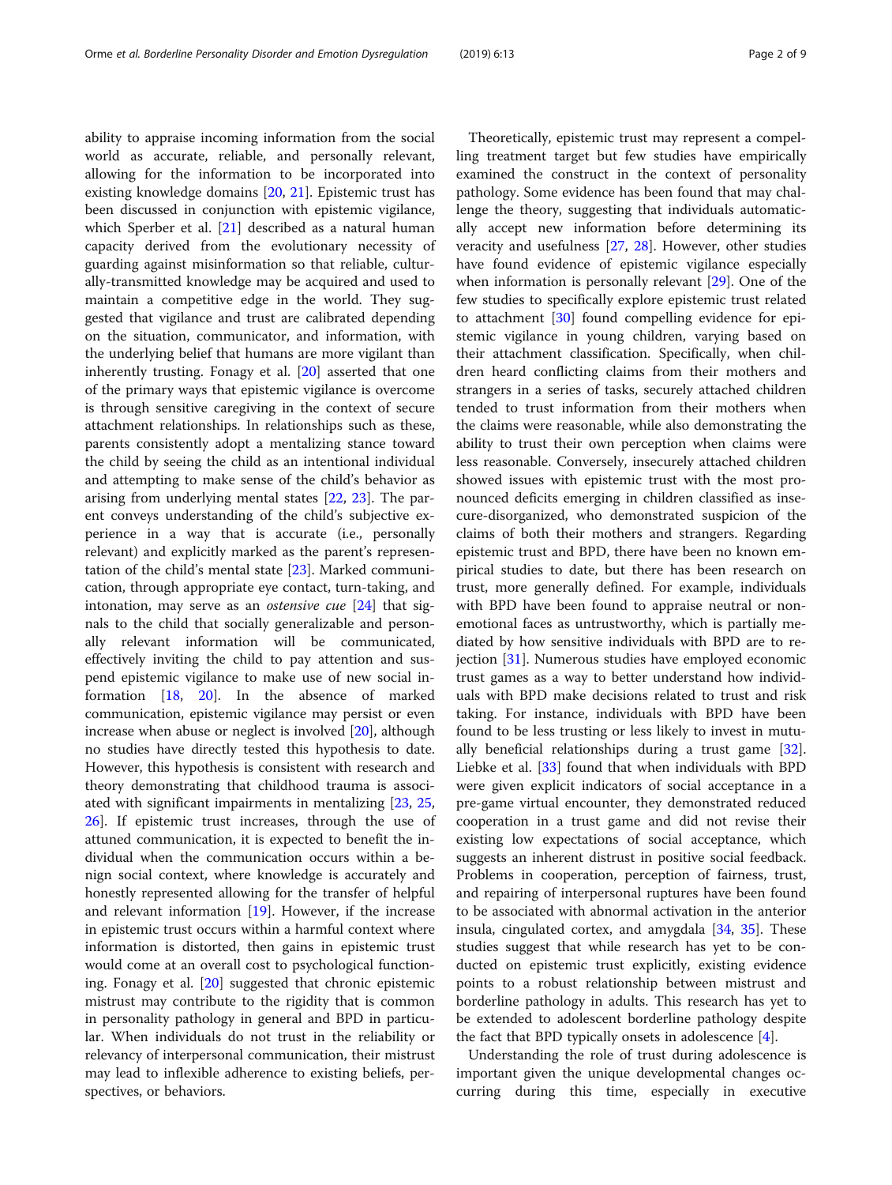ability to appraise incoming information from the social world as accurate, reliable, and personally relevant, allowing for the information to be incorporated into existing knowledge domains [20, 21]. Epistemic trust has been discussed in conjunction with epistemic vigilance, which Sperber et al. [21] described as a natural human capacity derived from the evolutionary necessity of guarding against misinformation so that reliable, culturally-transmitted knowledge may be acquired and used to maintain a competitive edge in the world. They suggested that vigilance and trust are calibrated depending on the situation, communicator, and information, with the underlying belief that humans are more vigilant than inherently trusting. Fonagy et al. [20] asserted that one of the primary ways that epistemic vigilance is overcome is through sensitive caregiving in the context of secure attachment relationships. In relationships such as these, parents consistently adopt a mentalizing stance toward the child by seeing the child as an intentional individual and attempting to make sense of the child's behavior as arising from underlying mental states [22, 23]. The parent conveys understanding of the child's subjective experience in a way that is accurate (i.e., personally relevant) and explicitly marked as the parent's representation of the child's mental state [23]. Marked communication, through appropriate eye contact, turn-taking, and intonation, may serve as an *ostensive cue* [24] that signals to the child that socially generalizable and personally relevant information will be communicated, effectively inviting the child to pay attention and suspend epistemic vigilance to make use of new social information [18, 20]. In the absence of marked communication, epistemic vigilance may persist or even increase when abuse or neglect is involved [20], although no studies have directly tested this hypothesis to date. However, this hypothesis is consistent with research and theory demonstrating that childhood trauma is associated with significant impairments in mentalizing [23, 25, 26]. If epistemic trust increases, through the use of attuned communication, it is expected to benefit the individual when the communication occurs within a benign social context, where knowledge is accurately and honestly represented allowing for the transfer of helpful and relevant information [19]. However, if the increase in epistemic trust occurs within a harmful context where information is distorted, then gains in epistemic trust would come at an overall cost to psychological functioning. Fonagy et al. [20] suggested that chronic epistemic mistrust may contribute to the rigidity that is common in personality pathology in general and BPD in particular. When individuals do not trust in the reliability or relevancy of interpersonal communication, their mistrust may lead to inflexible adherence to existing beliefs, perspectives, or behaviors.

Theoretically, epistemic trust may represent a compelling treatment target but few studies have empirically examined the construct in the context of personality pathology. Some evidence has been found that may challenge the theory, suggesting that individuals automatically accept new information before determining its veracity and usefulness [27, 28]. However, other studies have found evidence of epistemic vigilance especially when information is personally relevant [29]. One of the few studies to specifically explore epistemic trust related to attachment [30] found compelling evidence for epistemic vigilance in young children, varying based on their attachment classification. Specifically, when children heard conflicting claims from their mothers and strangers in a series of tasks, securely attached children tended to trust information from their mothers when the claims were reasonable, while also demonstrating the ability to trust their own perception when claims were less reasonable. Conversely, insecurely attached children showed issues with epistemic trust with the most pronounced deficits emerging in children classified as insecure-disorganized, who demonstrated suspicion of the claims of both their mothers and strangers. Regarding epistemic trust and BPD, there have been no known empirical studies to date, but there has been research on trust, more generally defined. For example, individuals with BPD have been found to appraise neutral or nonemotional faces as untrustworthy, which is partially mediated by how sensitive individuals with BPD are to rejection [31]. Numerous studies have employed economic trust games as a way to better understand how individuals with BPD make decisions related to trust and risk taking. For instance, individuals with BPD have been found to be less trusting or less likely to invest in mutually beneficial relationships during a trust game [32]. Liebke et al. [33] found that when individuals with BPD were given explicit indicators of social acceptance in a pre-game virtual encounter, they demonstrated reduced cooperation in a trust game and did not revise their existing low expectations of social acceptance, which suggests an inherent distrust in positive social feedback. Problems in cooperation, perception of fairness, trust, and repairing of interpersonal ruptures have been found to be associated with abnormal activation in the anterior insula, cingulated cortex, and amygdala [34, 35]. These studies suggest that while research has yet to be conducted on epistemic trust explicitly, existing evidence points to a robust relationship between mistrust and borderline pathology in adults. This research has yet to be extended to adolescent borderline pathology despite the fact that BPD typically onsets in adolescence [4].

Understanding the role of trust during adolescence is important given the unique developmental changes occurring during this time, especially in executive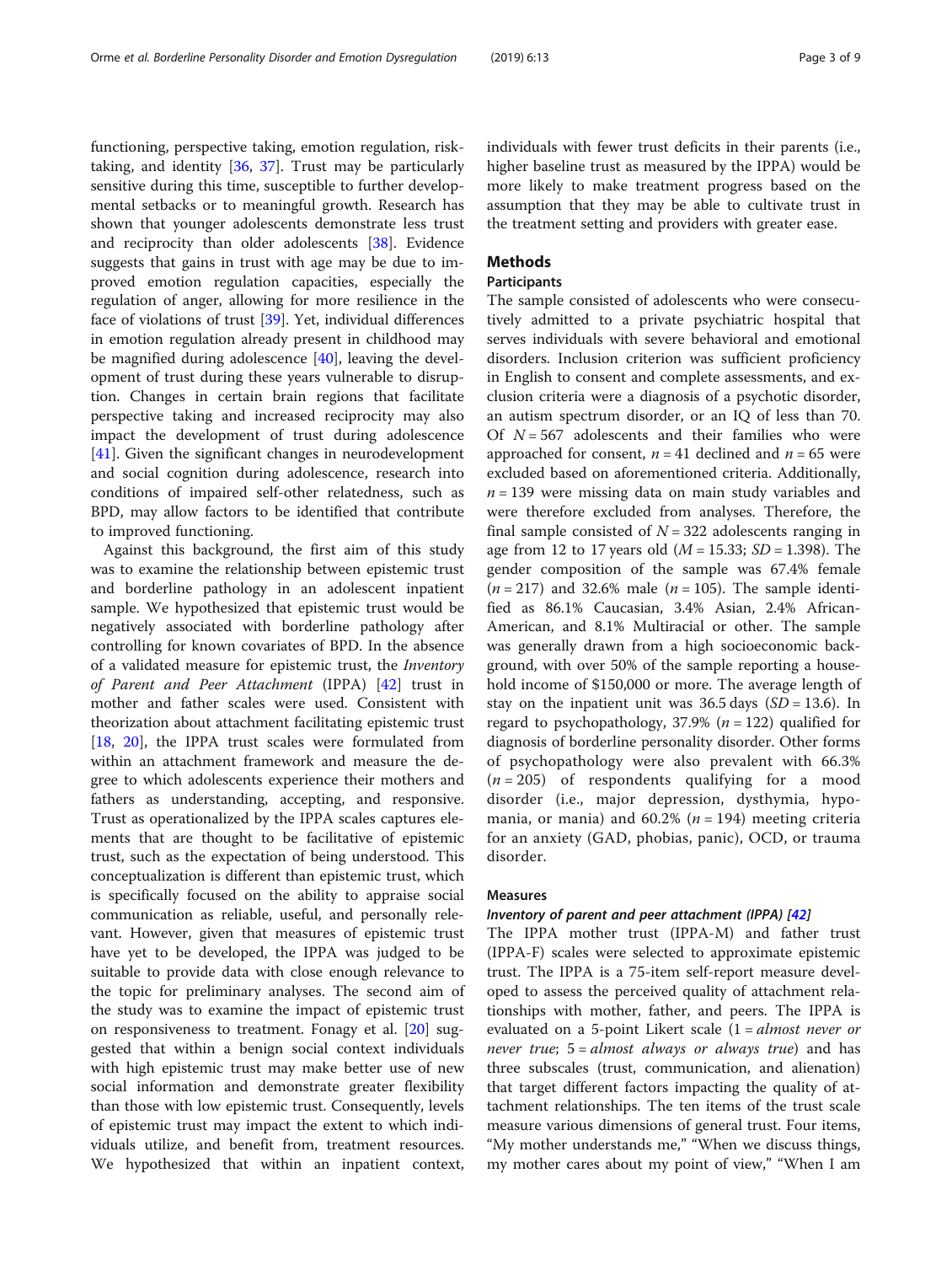functioning, perspective taking, emotion regulation, risk-taking, and identity [36, 37]. Trust may be particularly sensitive during this time, susceptible to further developmental setbacks or to meaningful growth. Research has shown that younger adolescents demonstrate less trust and reciprocity than older adolescents [38]. Evidence suggests that gains in trust with age may be due to improved emotion regulation capacities, especially the regulation of anger, allowing for more resilience in the face of violations of trust [39]. Yet, individual differences in emotion regulation already present in childhood may be magnified during adolescence [40], leaving the development of trust during these years vulnerable to disruption. Changes in certain brain regions that facilitate perspective taking and increased reciprocity may also impact the development of trust during adolescence [41]. Given the significant changes in neurodevelopment and social cognition during adolescence, research into conditions of impaired self-other relatedness, such as BPD, may allow factors to be identified that contribute to improved functioning.

Against this background, the first aim of this study was to examine the relationship between epistemic trust and borderline pathology in an adolescent inpatient sample. We hypothesized that epistemic trust would be negatively associated with borderline pathology after controlling for known covariates of BPD. In the absence of a validated measure for epistemic trust, the *Inventory of Parent and Peer Attachment* (IPPA) [42] trust in mother and father scales were used. Consistent with theorization about attachment facilitating epistemic trust [18, 20], the IPPA trust scales were formulated from within an attachment framework and measure the degree to which adolescents experience their mothers and fathers as understanding, accepting, and responsive. Trust as operationalized by the IPPA scales captures elements that are thought to be facilitative of epistemic trust, such as the expectation of being understood. This conceptualization is different than epistemic trust, which is specifically focused on the ability to appraise social communication as reliable, useful, and personally relevant. However, given that measures of epistemic trust have yet to be developed, the IPPA was judged to be suitable to provide data with close enough relevance to the topic for preliminary analyses. The second aim of the study was to examine the impact of epistemic trust on responsiveness to treatment. Fonagy et al. [20] suggested that within a benign social context individuals with high epistemic trust may make better use of new social information and demonstrate greater flexibility than those with low epistemic trust. Consequently, levels of epistemic trust may impact the extent to which individuals utilize, and benefit from, treatment resources. We hypothesized that within an inpatient context, individuals with fewer trust deficits in their parents (i.e., higher baseline trust as measured by the IPPA) would be more likely to make treatment progress based on the assumption that they may be able to cultivate trust in the treatment setting and providers with greater ease.

## Methods

### Participants

The sample consisted of adolescents who were consecutively admitted to a private psychiatric hospital that serves individuals with severe behavioral and emotional disorders. Inclusion criterion was sufficient proficiency in English to consent and complete assessments, and exclusion criteria were a diagnosis of a psychotic disorder, an autism spectrum disorder, or an IQ of less than 70. Of $N = 567$ adolescents and their families who were approached for consent, $n = 41$ declined and $n = 65$ were excluded based on aforementioned criteria. Additionally, $n = 139$ were missing data on main study variables and were therefore excluded from analyses. Therefore, the final sample consisted of $N = 322$ adolescents ranging in age from 12 to 17 years old ($M = 15.33$; $SD = 1.398$). The gender composition of the sample was 67.4% female ($n = 217$) and 32.6% male ($n = 105$). The sample identified as 86.1% Caucasian, 3.4% Asian, 2.4% African-American, and 8.1% Multiracial or other. The sample was generally drawn from a high socioeconomic background, with over 50% of the sample reporting a household income of \$150,000 or more. The average length of stay on the inpatient unit was 36.5 days ($SD = 13.6$). In regard to psychopathology, 37.9% ($n = 122$) qualified for diagnosis of borderline personality disorder. Other forms of psychopathology were also prevalent with 66.3% ($n = 205$) of respondents qualifying for a mood disorder (i.e., major depression, dysthymia, hypomania, or mania) and 60.2% ($n = 194$) meeting criteria for an anxiety (GAD, phobias, panic), OCD, or trauma disorder.

### Measures

#### *Inventory of parent and peer attachment (IPPA) [42]*

The IPPA mother trust (IPPA-M) and father trust (IPPA-F) scales were selected to approximate epistemic trust. The IPPA is a 75-item self-report measure developed to assess the perceived quality of attachment relationships with mother, father, and peers. The IPPA is evaluated on a 5-point Likert scale (1 = *almost never or never true*; 5 = *almost always or always true*) and has three subscales (trust, communication, and alienation) that target different factors impacting the quality of attachment relationships. The ten items of the trust scale measure various dimensions of general trust. Four items, "My mother understands me," "When we discuss things, my mother cares about my point of view," "When I am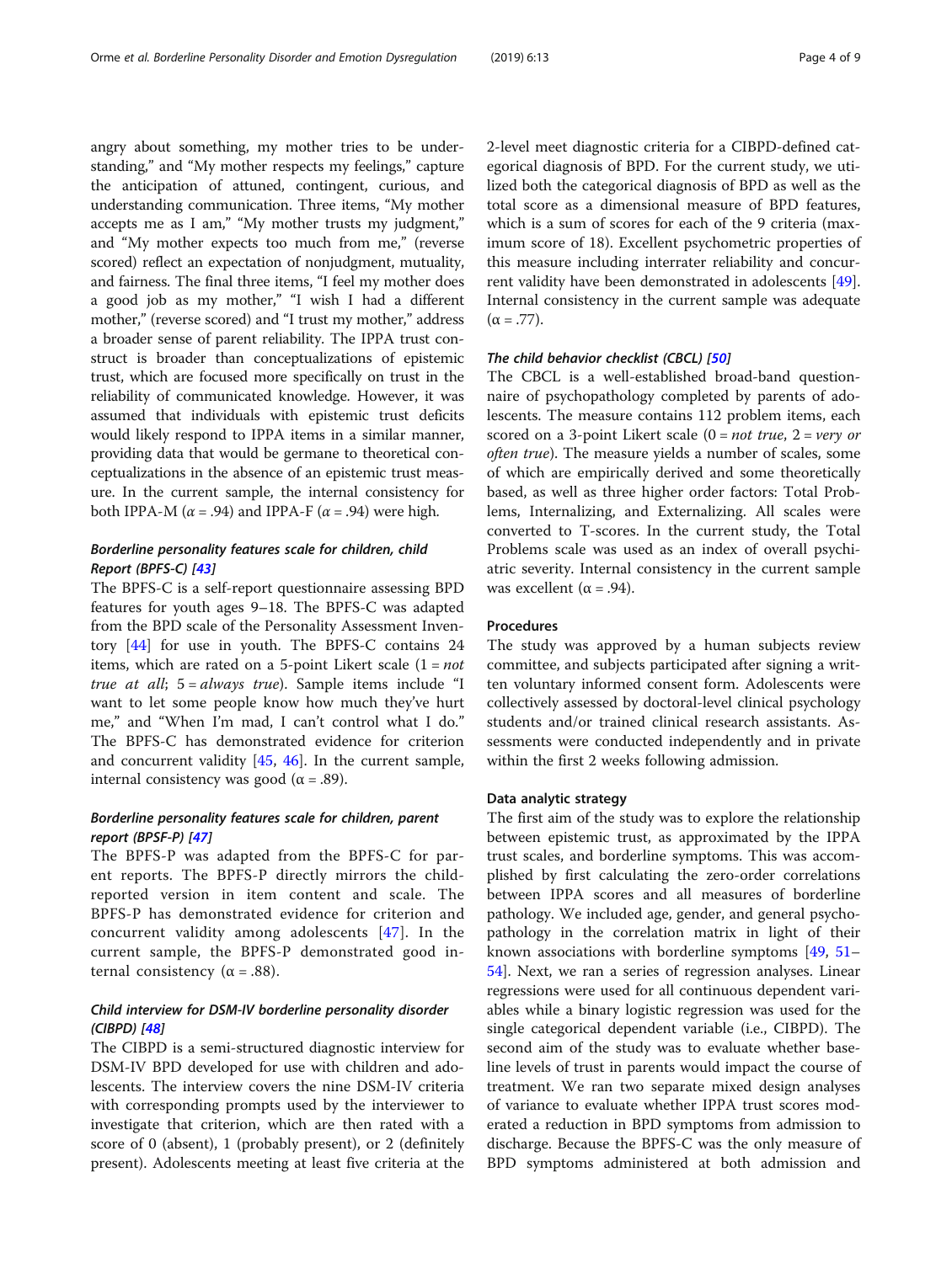angry about something, my mother tries to be understanding," and "My mother respects my feelings," capture the anticipation of attuned, contingent, curious, and understanding communication. Three items, "My mother accepts me as I am," "My mother trusts my judgment," and "My mother expects too much from me," (reverse scored) reflect an expectation of nonjudgment, mutuality, and fairness. The final three items, "I feel my mother does a good job as my mother," "I wish I had a different mother," (reverse scored) and "I trust my mother," address a broader sense of parent reliability. The IPPA trust construct is broader than conceptualizations of epistemic trust, which are focused more specifically on trust in the reliability of communicated knowledge. However, it was assumed that individuals with epistemic trust deficits would likely respond to IPPA items in a similar manner, providing data that would be germane to theoretical conceptualizations in the absence of an epistemic trust measure. In the current sample, the internal consistency for both IPPA-M ($\alpha$ = .94) and IPPA-F ($\alpha$ = .94) were high.

### *Borderline personality features scale for children, child Report (BPFS-C) [43]*

The BPFS-C is a self-report questionnaire assessing BPD features for youth ages 9–18. The BPFS-C was adapted from the BPD scale of the Personality Assessment Inventory [44] for use in youth. The BPFS-C contains 24 items, which are rated on a 5-point Likert scale (1 = *not true at all*; 5 = *always true*). Sample items include "I want to let some people know how much they've hurt me," and "When I'm mad, I can't control what I do." The BPFS-C has demonstrated evidence for criterion and concurrent validity [45, 46]. In the current sample, internal consistency was good ($\alpha$ = .89).

### *Borderline personality features scale for children, parent report (BPSF-P) [47]*

The BPFS-P was adapted from the BPFS-C for parent reports. The BPFS-P directly mirrors the child-reported version in item content and scale. The BPFS-P has demonstrated evidence for criterion and concurrent validity among adolescents [47]. In the current sample, the BPFS-P demonstrated good internal consistency ($\alpha$ = .88).

### *Child interview for DSM-IV borderline personality disorder (CIBPD) [48]*

The CIBPD is a semi-structured diagnostic interview for DSM-IV BPD developed for use with children and adolescents. The interview covers the nine DSM-IV criteria with corresponding prompts used by the interviewer to investigate that criterion, which are then rated with a score of 0 (absent), 1 (probably present), or 2 (definitely present). Adolescents meeting at least five criteria at the 2-level meet diagnostic criteria for a CIBPD-defined categorical diagnosis of BPD. For the current study, we utilized both the categorical diagnosis of BPD as well as the total score as a dimensional measure of BPD features, which is a sum of scores for each of the 9 criteria (maximum score of 18). Excellent psychometric properties of this measure including interrater reliability and concurrent validity have been demonstrated in adolescents [49]. Internal consistency in the current sample was adequate ($\alpha$ = .77).

### *The child behavior checklist (CBCL) [50]*

The CBCL is a well-established broad-band questionnaire of psychopathology completed by parents of adolescents. The measure contains 112 problem items, each scored on a 3-point Likert scale (0 = *not true*, 2 = *very or often true*). The measure yields a number of scales, some of which are empirically derived and some theoretically based, as well as three higher order factors: Total Problems, Internalizing, and Externalizing. All scales were converted to T-scores. In the current study, the Total Problems scale was used as an index of overall psychiatric severity. Internal consistency in the current sample was excellent ($\alpha$ = .94).

### Procedures

The study was approved by a human subjects review committee, and subjects participated after signing a written voluntary informed consent form. Adolescents were collectively assessed by doctoral-level clinical psychology students and/or trained clinical research assistants. Assessments were conducted independently and in private within the first 2 weeks following admission.

### Data analytic strategy

The first aim of the study was to explore the relationship between epistemic trust, as approximated by the IPPA trust scales, and borderline symptoms. This was accomplished by first calculating the zero-order correlations between IPPA scores and all measures of borderline pathology. We included age, gender, and general psychopathology in the correlation matrix in light of their known associations with borderline symptoms [49, 51–54]. Next, we ran a series of regression analyses. Linear regressions were used for all continuous dependent variables while a binary logistic regression was used for the single categorical dependent variable (i.e., CIBPD). The second aim of the study was to evaluate whether baseline levels of trust in parents would impact the course of treatment. We ran two separate mixed design analyses of variance to evaluate whether IPPA trust scores moderated a reduction in BPD symptoms from admission to discharge. Because the BPFS-C was the only measure of BPD symptoms administered at both admission and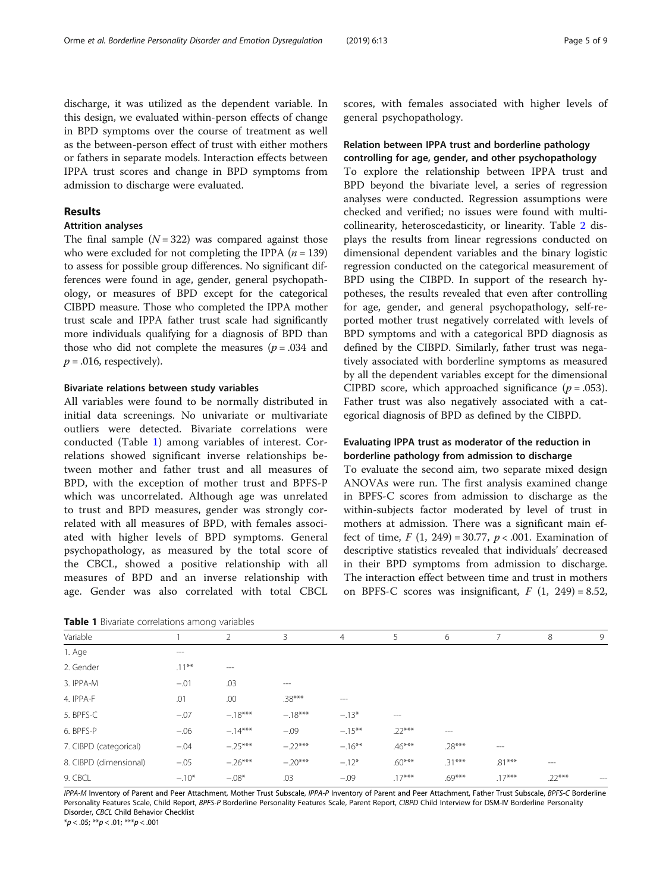discharge, it was utilized as the dependent variable. In this design, we evaluated within-person effects of change in BPD symptoms over the course of treatment as well as the between-person effect of trust with either mothers or fathers in separate models. Interaction effects between IPPA trust scores and change in BPD symptoms from admission to discharge were evaluated.

## Results

### Attrition analyses

The final sample ($N = 322$) was compared against those who were excluded for not completing the IPPA ($n = 139$) to assess for possible group differences. No significant differences were found in age, gender, general psychopathology, or measures of BPD except for the categorical CIBPD measure. Those who completed the IPPA mother trust scale and IPPA father trust scale had significantly more individuals qualifying for a diagnosis of BPD than those who did not complete the measures ($p = .034$ and $p = .016$, respectively).

### Bivariate relations between study variables

All variables were found to be normally distributed in initial data screenings. No univariate or multivariate outliers were detected. Bivariate correlations were conducted (Table 1) among variables of interest. Correlations showed significant inverse relationships between mother and father trust and all measures of BPD, with the exception of mother trust and BPFS-P which was uncorrelated. Although age was unrelated to trust and BPD measures, gender was strongly correlated with all measures of BPD, with females associated with higher levels of BPD symptoms. General psychopathology, as measured by the total score of the CBCL, showed a positive relationship with all measures of BPD and an inverse relationship with age. Gender was also correlated with total CBCL scores, with females associated with higher levels of general psychopathology.

### Relation between IPPA trust and borderline pathology controlling for age, gender, and other psychopathology

To explore the relationship between IPPA trust and BPD beyond the bivariate level, a series of regression analyses were conducted. Regression assumptions were checked and verified; no issues were found with multicollinearity, heteroscedasticity, or linearity. Table 2 displays the results from linear regressions conducted on dimensional dependent variables and the binary logistic regression conducted on the categorical measurement of BPD using the CIBPD. In support of the research hypotheses, the results revealed that even after controlling for age, gender, and general psychopathology, self-reported mother trust negatively correlated with levels of BPD symptoms and with a categorical BPD diagnosis as defined by the CIBPD. Similarly, father trust was negatively associated with borderline symptoms as measured by all the dependent variables except for the dimensional CIPBD score, which approached significance ($p = .053$). Father trust was also negatively associated with a categorical diagnosis of BPD as defined by the CIBPD.

### Evaluating IPPA trust as moderator of the reduction in borderline pathology from admission to discharge

To evaluate the second aim, two separate mixed design ANOVAs were run. The first analysis examined change in BPFS-C scores from admission to discharge as the within-subjects factor moderated by level of trust in mothers at admission. There was a significant main effect of time, $F$ (1, 249) = 30.77, $p < .001$. Examination of descriptive statistics revealed that individuals' decreased in their BPD symptoms from admission to discharge. The interaction effect between time and trust in mothers on BPFS-C scores was insignificant, $F$ (1, 249) = 8.52,

**Table 1** Bivariate correlations among variables

| Variable | 1 | 2 | 3 | 4 | 5 | 6 | 7 | 8 | 9 |
|---|---|---|---|---|---|---|---|---|---|
| 1. Age | --- | | | | | | | | |
| 2. Gender | .11** | --- | | | | | | | |
| 3. IPPA-M | −.01 | .03 | --- | | | | | | |
| 4. IPPA-F | .01 | .00 | .38*** | --- | | | | | |
| 5. BPFS-C | −.07 | −.18*** | −.18*** | −.13* | --- | | | | |
| 6. BPFS-P | −.06 | −.14*** | −.09 | −.15** | .22*** | --- | | | |
| 7. CIBPD (categorical) | −.04 | −.25*** | −.22*** | −.16** | .46*** | .28*** | --- | | |
| 8. CIBPD (dimensional) | −.05 | −.26*** | −.20*** | −.12* | .60*** | .31*** | .81*** | --- | |
| 9. CBCL | −.10* | −.08* | .03 | −.09 | .17*** | .69*** | .17*** | .22*** | --- |

*IPPA-M* Inventory of Parent and Peer Attachment, Mother Trust Subscale, *IPPA-P* Inventory of Parent and Peer Attachment, Father Trust Subscale, *BPFS-C* Borderline Personality Features Scale, Child Report, *BPFS-P* Borderline Personality Features Scale, Parent Report, *CIBPD* Child Interview for DSM-IV Borderline Personality Disorder, *CBCL* Child Behavior Checklist

*p < .05; **p < .01; ***p < .001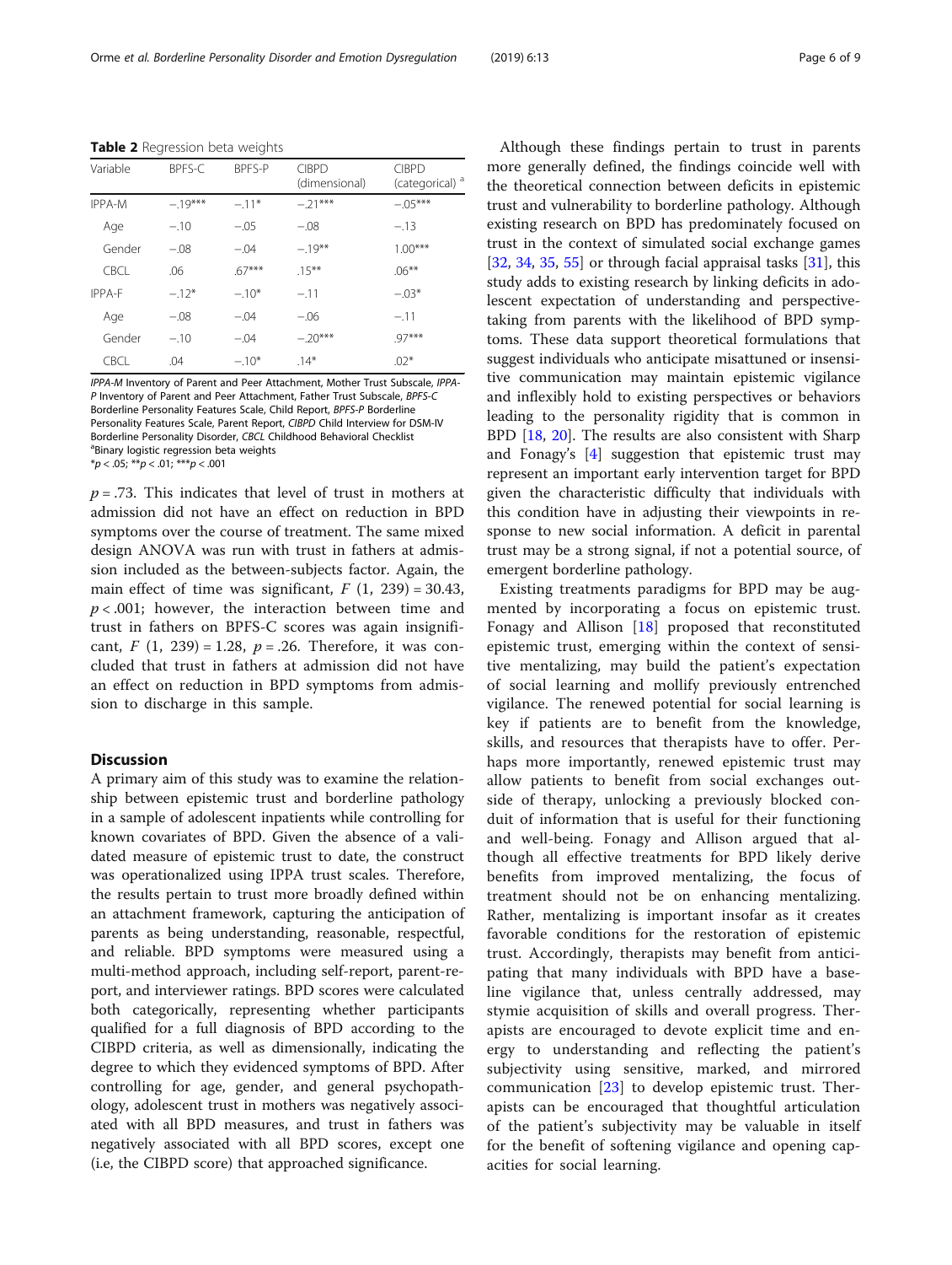**Table 2** Regression beta weights

| Variable | BPFS-C | BPFS-P | CIBPD (dimensional) | CIBPD (categorical) [a] |
|---|---|---|---|---|
| IPPA-M | −.19*** | −.11* | −.21*** | −.05*** |
| Age | −.10 | −.05 | −.08 | −.13 |
| Gender | −.08 | −.04 | −.19** | 1.00*** |
| CBCL | .06 | .67*** | .15** | .06** |
| IPPA-F | −.12* | −.10* | −.11 | −.03* |
| Age | −.08 | −.04 | −.06 | −.11 |
| Gender | −.10 | −.04 | −.20*** | .97*** |
| CBCL | .04 | −.10* | .14* | .02* |

*IPPA-M* Inventory of Parent and Peer Attachment, Mother Trust Subscale, *IPPA-P* Inventory of Parent and Peer Attachment, Father Trust Subscale, *BPFS-C* Borderline Personality Features Scale, Child Report, *BPFS-P* Borderline Personality Features Scale, Parent Report, *CIBPD* Child Interview for DSM-IV Borderline Personality Disorder, *CBCL* Childhood Behavioral Checklist
[a]Binary logistic regression beta weights
*$p < .05$; **$p < .01$; ***$p < .001$

$p = .73$. This indicates that level of trust in mothers at admission did not have an effect on reduction in BPD symptoms over the course of treatment. The same mixed design ANOVA was run with trust in fathers at admission included as the between-subjects factor. Again, the main effect of time was significant, $F\ (1,\ 239) = 30.43$, $p < .001$; however, the interaction between time and trust in fathers on BPFS-C scores was again insignificant, $F\ (1,\ 239) = 1.28$, $p = .26$. Therefore, it was concluded that trust in fathers at admission did not have an effect on reduction in BPD symptoms from admission to discharge in this sample.

## Discussion

A primary aim of this study was to examine the relationship between epistemic trust and borderline pathology in a sample of adolescent inpatients while controlling for known covariates of BPD. Given the absence of a validated measure of epistemic trust to date, the construct was operationalized using IPPA trust scales. Therefore, the results pertain to trust more broadly defined within an attachment framework, capturing the anticipation of parents as being understanding, reasonable, respectful, and reliable. BPD symptoms were measured using a multi-method approach, including self-report, parent-report, and interviewer ratings. BPD scores were calculated both categorically, representing whether participants qualified for a full diagnosis of BPD according to the CIBPD criteria, as well as dimensionally, indicating the degree to which they evidenced symptoms of BPD. After controlling for age, gender, and general psychopathology, adolescent trust in mothers was negatively associated with all BPD measures, and trust in fathers was negatively associated with all BPD scores, except one (i.e, the CIBPD score) that approached significance.

Although these findings pertain to trust in parents more generally defined, the findings coincide well with the theoretical connection between deficits in epistemic trust and vulnerability to borderline pathology. Although existing research on BPD has predominately focused on trust in the context of simulated social exchange games [32, 34, 35, 55] or through facial appraisal tasks [31], this study adds to existing research by linking deficits in adolescent expectation of understanding and perspective-taking from parents with the likelihood of BPD symptoms. These data support theoretical formulations that suggest individuals who anticipate misattuned or insensitive communication may maintain epistemic vigilance and inflexibly hold to existing perspectives or behaviors leading to the personality rigidity that is common in BPD [18, 20]. The results are also consistent with Sharp and Fonagy's [4] suggestion that epistemic trust may represent an important early intervention target for BPD given the characteristic difficulty that individuals with this condition have in adjusting their viewpoints in response to new social information. A deficit in parental trust may be a strong signal, if not a potential source, of emergent borderline pathology.

Existing treatments paradigms for BPD may be augmented by incorporating a focus on epistemic trust. Fonagy and Allison [18] proposed that reconstituted epistemic trust, emerging within the context of sensitive mentalizing, may build the patient's expectation of social learning and mollify previously entrenched vigilance. The renewed potential for social learning is key if patients are to benefit from the knowledge, skills, and resources that therapists have to offer. Perhaps more importantly, renewed epistemic trust may allow patients to benefit from social exchanges outside of therapy, unlocking a previously blocked conduit of information that is useful for their functioning and well-being. Fonagy and Allison argued that although all effective treatments for BPD likely derive benefits from improved mentalizing, the focus of treatment should not be on enhancing mentalizing. Rather, mentalizing is important insofar as it creates favorable conditions for the restoration of epistemic trust. Accordingly, therapists may benefit from anticipating that many individuals with BPD have a baseline vigilance that, unless centrally addressed, may stymie acquisition of skills and overall progress. Therapists are encouraged to devote explicit time and energy to understanding and reflecting the patient's subjectivity using sensitive, marked, and mirrored communication [23] to develop epistemic trust. Therapists can be encouraged that thoughtful articulation of the patient's subjectivity may be valuable in itself for the benefit of softening vigilance and opening capacities for social learning.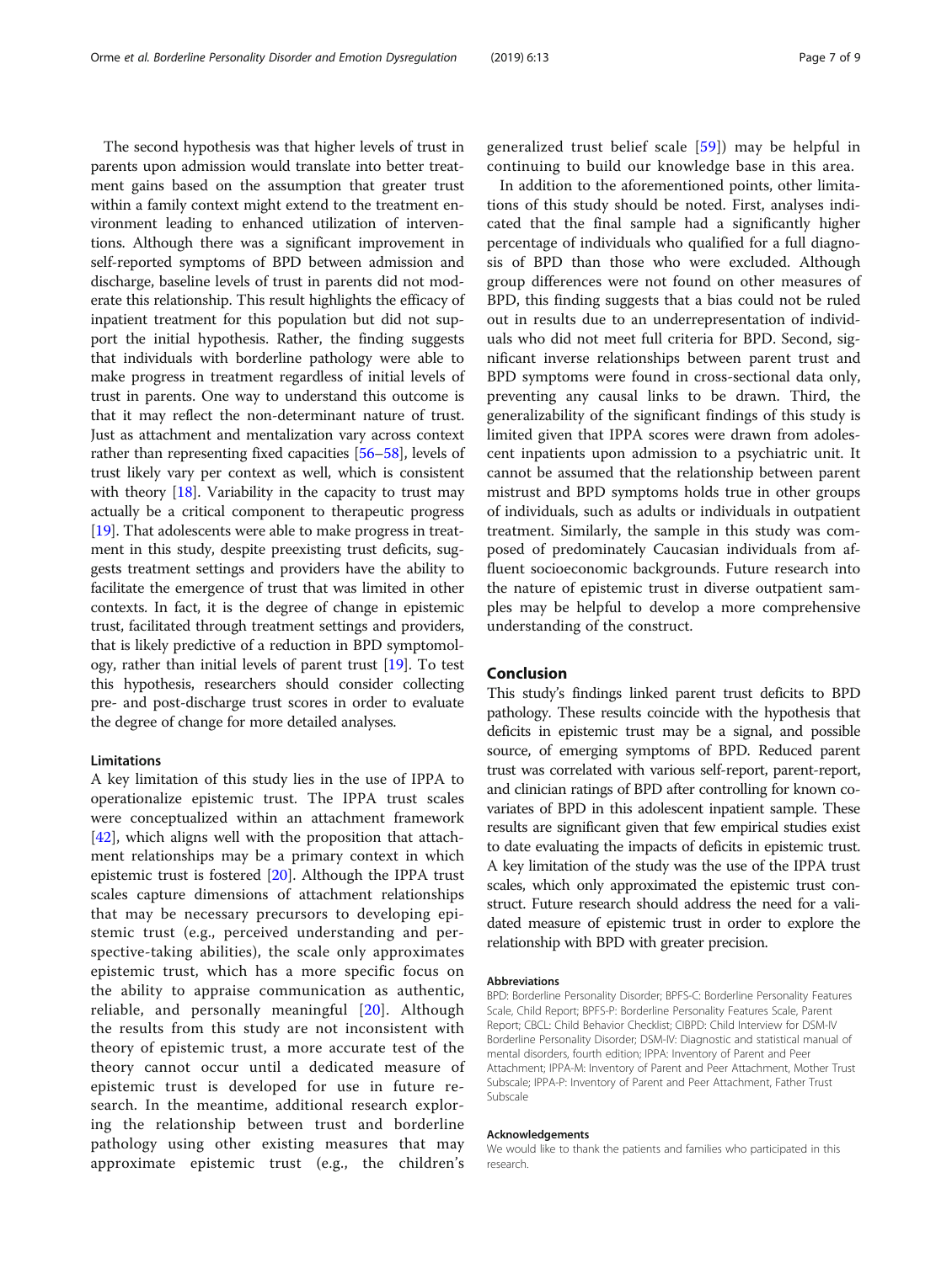The second hypothesis was that higher levels of trust in parents upon admission would translate into better treatment gains based on the assumption that greater trust within a family context might extend to the treatment environment leading to enhanced utilization of interventions. Although there was a significant improvement in self-reported symptoms of BPD between admission and discharge, baseline levels of trust in parents did not moderate this relationship. This result highlights the efficacy of inpatient treatment for this population but did not support the initial hypothesis. Rather, the finding suggests that individuals with borderline pathology were able to make progress in treatment regardless of initial levels of trust in parents. One way to understand this outcome is that it may reflect the non-determinant nature of trust. Just as attachment and mentalization vary across context rather than representing fixed capacities [56–58], levels of trust likely vary per context as well, which is consistent with theory [18]. Variability in the capacity to trust may actually be a critical component to therapeutic progress [19]. That adolescents were able to make progress in treatment in this study, despite preexisting trust deficits, suggests treatment settings and providers have the ability to facilitate the emergence of trust that was limited in other contexts. In fact, it is the degree of change in epistemic trust, facilitated through treatment settings and providers, that is likely predictive of a reduction in BPD symptomology, rather than initial levels of parent trust [19]. To test this hypothesis, researchers should consider collecting pre- and post-discharge trust scores in order to evaluate the degree of change for more detailed analyses.

### Limitations

A key limitation of this study lies in the use of IPPA to operationalize epistemic trust. The IPPA trust scales were conceptualized within an attachment framework [42], which aligns well with the proposition that attachment relationships may be a primary context in which epistemic trust is fostered [20]. Although the IPPA trust scales capture dimensions of attachment relationships that may be necessary precursors to developing epistemic trust (e.g., perceived understanding and perspective-taking abilities), the scale only approximates epistemic trust, which has a more specific focus on the ability to appraise communication as authentic, reliable, and personally meaningful [20]. Although the results from this study are not inconsistent with theory of epistemic trust, a more accurate test of the theory cannot occur until a dedicated measure of epistemic trust is developed for use in future research. In the meantime, additional research exploring the relationship between trust and borderline pathology using other existing measures that may approximate epistemic trust (e.g., the children's generalized trust belief scale [59]) may be helpful in continuing to build our knowledge base in this area.

In addition to the aforementioned points, other limitations of this study should be noted. First, analyses indicated that the final sample had a significantly higher percentage of individuals who qualified for a full diagnosis of BPD than those who were excluded. Although group differences were not found on other measures of BPD, this finding suggests that a bias could not be ruled out in results due to an underrepresentation of individuals who did not meet full criteria for BPD. Second, significant inverse relationships between parent trust and BPD symptoms were found in cross-sectional data only, preventing any causal links to be drawn. Third, the generalizability of the significant findings of this study is limited given that IPPA scores were drawn from adolescent inpatients upon admission to a psychiatric unit. It cannot be assumed that the relationship between parent mistrust and BPD symptoms holds true in other groups of individuals, such as adults or individuals in outpatient treatment. Similarly, the sample in this study was composed of predominately Caucasian individuals from affluent socioeconomic backgrounds. Future research into the nature of epistemic trust in diverse outpatient samples may be helpful to develop a more comprehensive understanding of the construct.

## Conclusion

This study's findings linked parent trust deficits to BPD pathology. These results coincide with the hypothesis that deficits in epistemic trust may be a signal, and possible source, of emerging symptoms of BPD. Reduced parent trust was correlated with various self-report, parent-report, and clinician ratings of BPD after controlling for known covariates of BPD in this adolescent inpatient sample. These results are significant given that few empirical studies exist to date evaluating the impacts of deficits in epistemic trust. A key limitation of the study was the use of the IPPA trust scales, which only approximated the epistemic trust construct. Future research should address the need for a validated measure of epistemic trust in order to explore the relationship with BPD with greater precision.

#### Abbreviations

BPD: Borderline Personality Disorder; BPFS-C: Borderline Personality Features Scale, Child Report; BPFS-P: Borderline Personality Features Scale, Parent Report; CBCL: Child Behavior Checklist; CIBPD: Child Interview for DSM-IV Borderline Personality Disorder; DSM-IV: Diagnostic and statistical manual of mental disorders, fourth edition; IPPA: Inventory of Parent and Peer Attachment; IPPA-M: Inventory of Parent and Peer Attachment, Mother Trust Subscale; IPPA-P: Inventory of Parent and Peer Attachment, Father Trust Subscale

#### Acknowledgements

We would like to thank the patients and families who participated in this research.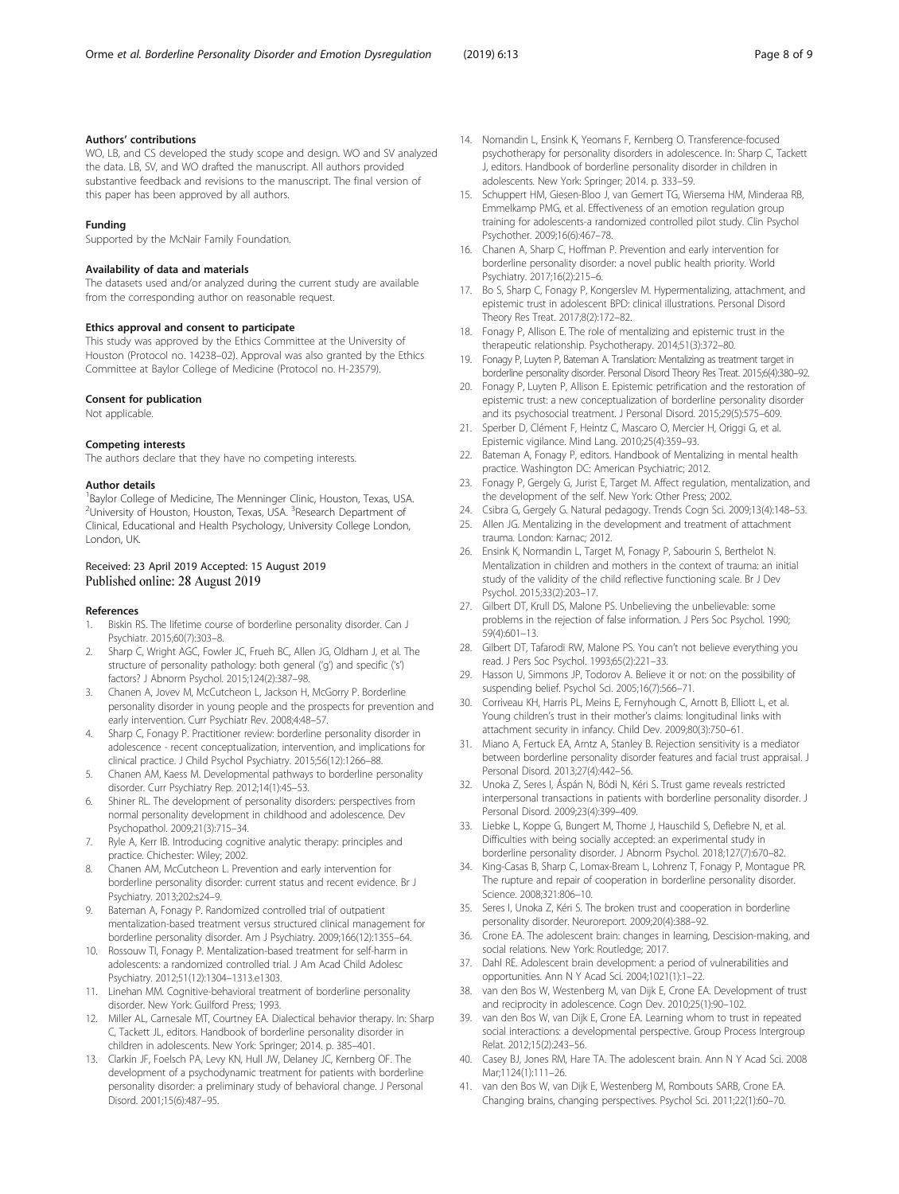#### Authors' contributions

WO, LB, and CS developed the study scope and design. WO and SV analyzed the data. LB, SV, and WO drafted the manuscript. All authors provided substantive feedback and revisions to the manuscript. The final version of this paper has been approved by all authors.

#### Funding

Supported by the McNair Family Foundation.

#### Availability of data and materials

The datasets used and/or analyzed during the current study are available from the corresponding author on reasonable request.

#### Ethics approval and consent to participate

This study was approved by the Ethics Committee at the University of Houston (Protocol no. 14238–02). Approval was also granted by the Ethics Committee at Baylor College of Medicine (Protocol no. H-23579).

#### Consent for publication

Not applicable.

#### Competing interests

The authors declare that they have no competing interests.

#### Author details

[1]Baylor College of Medicine, The Menninger Clinic, Houston, Texas, USA. [2]University of Houston, Houston, Texas, USA. [3]Research Department of Clinical, Educational and Health Psychology, University College London, London, UK.

Received: 23 April 2019 Accepted: 15 August 2019
Published online: 28 August 2019

#### References

1. Biskin RS. The lifetime course of borderline personality disorder. Can J Psychiatr. 2015;60(7):303–8.
2. Sharp C, Wright AGC, Fowler JC, Frueh BC, Allen JG, Oldham J, et al. The structure of personality pathology: both general ('g') and specific ('s') factors? J Abnorm Psychol. 2015;124(2):387–98.
3. Chanen A, Jovev M, McCutcheon L, Jackson H, McGorry P. Borderline personality disorder in young people and the prospects for prevention and early intervention. Curr Psychiatr Rev. 2008;4:48–57.
4. Sharp C, Fonagy P. Practitioner review: borderline personality disorder in adolescence - recent conceptualization, intervention, and implications for clinical practice. J Child Psychol Psychiatry. 2015;56(12):1266–88.
5. Chanen AM, Kaess M. Developmental pathways to borderline personality disorder. Curr Psychiatry Rep. 2012;14(1):45–53.
6. Shiner RL. The development of personality disorders: perspectives from normal personality development in childhood and adolescence. Dev Psychopathol. 2009;21(3):715–34.
7. Ryle A, Kerr IB. Introducing cognitive analytic therapy: principles and practice. Chichester: Wiley; 2002.
8. Chanen AM, McCutcheon L. Prevention and early intervention for borderline personality disorder: current status and recent evidence. Br J Psychiatry. 2013;202:s24–9.
9. Bateman A, Fonagy P. Randomized controlled trial of outpatient mentalization-based treatment versus structured clinical management for borderline personality disorder. Am J Psychiatry. 2009;166(12):1355–64.
10. Rossouw TI, Fonagy P. Mentalization-based treatment for self-harm in adolescents: a randomized controlled trial. J Am Acad Child Adolesc Psychiatry. 2012;51(12):1304–1313.e1303.
11. Linehan MM. Cognitive-behavioral treatment of borderline personality disorder. New York: Guilford Press; 1993.
12. Miller AL, Carnesale MT, Courtney EA. Dialectical behavior therapy. In: Sharp C, Tackett JL, editors. Handbook of borderline personality disorder in children in adolescents. New York: Springer; 2014. p. 385–401.
13. Clarkin JF, Foelsch PA, Levy KN, Hull JW, Delaney JC, Kernberg OF. The development of a psychodynamic treatment for patients with borderline personality disorder: a preliminary study of behavioral change. J Personal Disord. 2001;15(6):487–95.
14. Normandin L, Ensink K, Yeomans F, Kernberg O. Transference-focused psychotherapy for personality disorders in adolescence. In: Sharp C, Tackett J, editors. Handbook of borderline personality disorder in children in adolescents. New York: Springer; 2014. p. 333–59.
15. Schuppert HM, Giesen-Bloo J, van Gemert TG, Wiersema HM, Minderaa RB, Emmelkamp PMG, et al. Effectiveness of an emotion regulation group training for adolescents-a randomized controlled pilot study. Clin Psychol Psychother. 2009;16(6):467–78.
16. Chanen A, Sharp C, Hoffman P. Prevention and early intervention for borderline personality disorder: a novel public health priority. World Psychiatry. 2017;16(2):215–6.
17. Bo S, Sharp C, Fonagy P, Kongerslev M. Hypermentalizing, attachment, and epistemic trust in adolescent BPD: clinical illustrations. Personal Disord Theory Res Treat. 2017;8(2):172–82.
18. Fonagy P, Allison E. The role of mentalizing and epistemic trust in the therapeutic relationship. Psychotherapy. 2014;51(3):372–80.
19. Fonagy P, Luyten P, Bateman A. Translation: Mentalizing as treatment target in borderline personality disorder. Personal Disord Theory Res Treat. 2015;6(4):380–92.
20. Fonagy P, Luyten P, Allison E. Epistemic petrification and the restoration of epistemic trust: a new conceptualization of borderline personality disorder and its psychosocial treatment. J Personal Disord. 2015;29(5):575–609.
21. Sperber D, Clément F, Heintz C, Mascaro O, Mercier H, Origgi G, et al. Epistemic vigilance. Mind Lang. 2010;25(4):359–93.
22. Bateman A, Fonagy P, editors. Handbook of Mentalizing in mental health practice. Washington DC: American Psychiatric; 2012.
23. Fonagy P, Gergely G, Jurist E, Target M. Affect regulation, mentalization, and the development of the self. New York: Other Press; 2002.
24. Csibra G, Gergely G. Natural pedagogy. Trends Cogn Sci. 2009;13(4):148–53.
25. Allen JG. Mentalizing in the development and treatment of attachment trauma. London: Karnac; 2012.
26. Ensink K, Normandin L, Target M, Fonagy P, Sabourin S, Berthelot N. Mentalization in children and mothers in the context of trauma: an initial study of the validity of the child reflective functioning scale. Br J Dev Psychol. 2015;33(2):203–17.
27. Gilbert DT, Krull DS, Malone PS. Unbelieving the unbelievable: some problems in the rejection of false information. J Pers Soc Psychol. 1990; 59(4):601–13.
28. Gilbert DT, Tafarodi RW, Malone PS. You can't not believe everything you read. J Pers Soc Psychol. 1993;65(2):221–33.
29. Hasson U, Simmons JP, Todorov A. Believe it or not: on the possibility of suspending belief. Psychol Sci. 2005;16(7):566–71.
30. Corriveau KH, Harris PL, Meins E, Fernyhough C, Arnott B, Elliott L, et al. Young children's trust in their mother's claims: longitudinal links with attachment security in infancy. Child Dev. 2009;80(3):750–61.
31. Miano A, Fertuck EA, Arntz A, Stanley B. Rejection sensitivity is a mediator between borderline personality disorder features and facial trust appraisal. J Personal Disord. 2013;27(4):442–56.
32. Unoka Z, Seres I, Áspán N, Bódi N, Kéri S. Trust game reveals restricted interpersonal transactions in patients with borderline personality disorder. J Personal Disord. 2009;23(4):399–409.
33. Liebke L, Koppe G, Bungert M, Thome J, Hauschild S, Defiebre N, et al. Difficulties with being socially accepted: an experimental study in borderline personality disorder. J Abnorm Psychol. 2018;127(7):670–82.
34. King-Casas B, Sharp C, Lomax-Bream L, Lohrenz T, Fonagy P, Montague PR. The rupture and repair of cooperation in borderline personality disorder. Science. 2008;321:806–10.
35. Seres I, Unoka Z, Kéri S. The broken trust and cooperation in borderline personality disorder. Neuroreport. 2009;20(4):388–92.
36. Crone EA. The adolescent brain: changes in learning, Descision-making, and social relations. New York: Routledge; 2017.
37. Dahl RE. Adolescent brain development: a period of vulnerabilities and opportunities. Ann N Y Acad Sci. 2004;1021(1):1–22.
38. van den Bos W, Westenberg M, van Dijk E, Crone EA. Development of trust and reciprocity in adolescence. Cogn Dev. 2010;25(1):90–102.
39. van den Bos W, van Dijk E, Crone EA. Learning whom to trust in repeated social interactions: a developmental perspective. Group Process Intergroup Relat. 2012;15(2):243–56.
40. Casey BJ, Jones RM, Hare TA. The adolescent brain. Ann N Y Acad Sci. 2008 Mar;1124(1):111–26.
41. van den Bos W, van Dijk E, Westenberg M, Rombouts SARB, Crone EA. Changing brains, changing perspectives. Psychol Sci. 2011;22(1):60–70.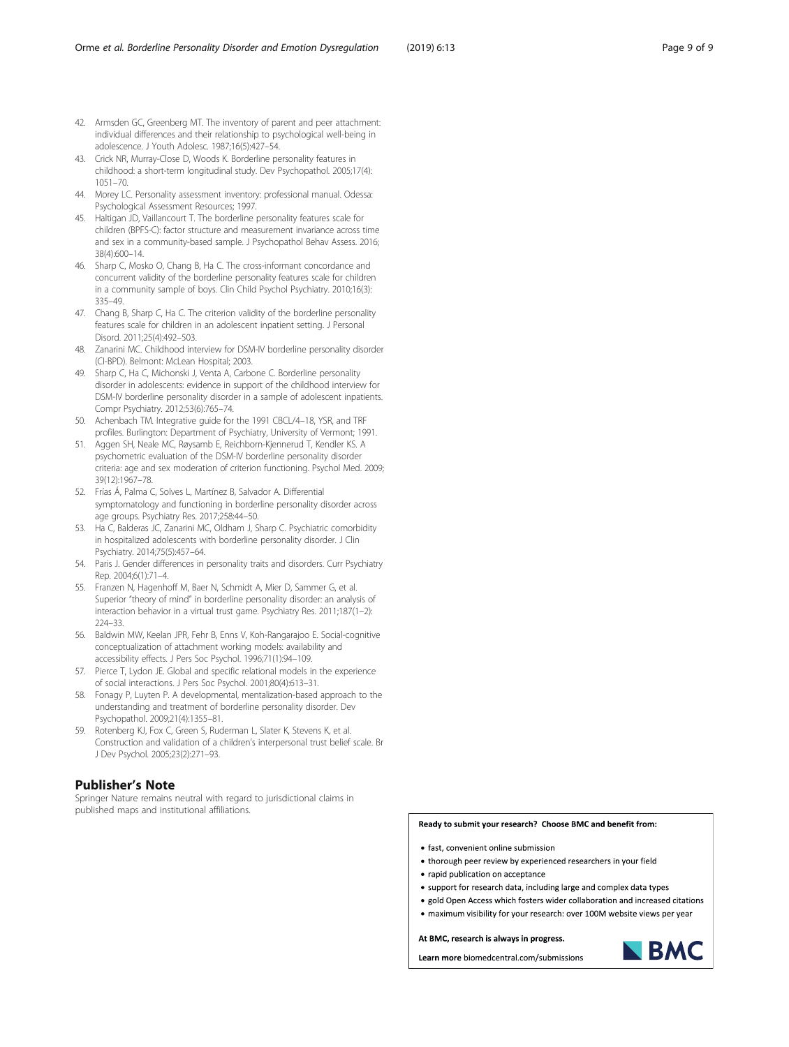42. Armsden GC, Greenberg MT. The inventory of parent and peer attachment: individual differences and their relationship to psychological well-being in adolescence. J Youth Adolesc. 1987;16(5):427–54.
43. Crick NR, Murray-Close D, Woods K. Borderline personality features in childhood: a short-term longitudinal study. Dev Psychopathol. 2005;17(4): 1051–70.
44. Morey LC. Personality assessment inventory: professional manual. Odessa: Psychological Assessment Resources; 1997.
45. Haltigan JD, Vaillancourt T. The borderline personality features scale for children (BPFS-C): factor structure and measurement invariance across time and sex in a community-based sample. J Psychopathol Behav Assess. 2016; 38(4):600–14.
46. Sharp C, Mosko O, Chang B, Ha C. The cross-informant concordance and concurrent validity of the borderline personality features scale for children in a community sample of boys. Clin Child Psychol Psychiatry. 2010;16(3): 335–49.
47. Chang B, Sharp C, Ha C. The criterion validity of the borderline personality features scale for children in an adolescent inpatient setting. J Personal Disord. 2011;25(4):492–503.
48. Zanarini MC. Childhood interview for DSM-IV borderline personality disorder (CI-BPD). Belmont: McLean Hospital; 2003.
49. Sharp C, Ha C, Michonski J, Venta A, Carbone C. Borderline personality disorder in adolescents: evidence in support of the childhood interview for DSM-IV borderline personality disorder in a sample of adolescent inpatients. Compr Psychiatry. 2012;53(6):765–74.
50. Achenbach TM. Integrative guide for the 1991 CBCL/4–18, YSR, and TRF profiles. Burlington: Department of Psychiatry, University of Vermont; 1991.
51. Aggen SH, Neale MC, Røysamb E, Reichborn-Kjennerud T, Kendler KS. A psychometric evaluation of the DSM-IV borderline personality disorder criteria: age and sex moderation of criterion functioning. Psychol Med. 2009; 39(12):1967–78.
52. Frías Á, Palma C, Solves L, Martínez B, Salvador A. Differential symptomatology and functioning in borderline personality disorder across age groups. Psychiatry Res. 2017;258:44–50.
53. Ha C, Balderas JC, Zanarini MC, Oldham J, Sharp C. Psychiatric comorbidity in hospitalized adolescents with borderline personality disorder. J Clin Psychiatry. 2014;75(5):457–64.
54. Paris J. Gender differences in personality traits and disorders. Curr Psychiatry Rep. 2004;6(1):71–4.
55. Franzen N, Hagenhoff M, Baer N, Schmidt A, Mier D, Sammer G, et al. Superior "theory of mind" in borderline personality disorder: an analysis of interaction behavior in a virtual trust game. Psychiatry Res. 2011;187(1–2): 224–33.
56. Baldwin MW, Keelan JPR, Fehr B, Enns V, Koh-Rangarajoo E. Social-cognitive conceptualization of attachment working models: availability and accessibility effects. J Pers Soc Psychol. 1996;71(1):94–109.
57. Pierce T, Lydon JE. Global and specific relational models in the experience of social interactions. J Pers Soc Psychol. 2001;80(4):613–31.
58. Fonagy P, Luyten P. A developmental, mentalization-based approach to the understanding and treatment of borderline personality disorder. Dev Psychopathol. 2009;21(4):1355–81.
59. Rotenberg KJ, Fox C, Green S, Ruderman L, Slater K, Stevens K, et al. Construction and validation of a children's interpersonal trust belief scale. Br J Dev Psychol. 2005;23(2):271–93.

## Publisher's Note

Springer Nature remains neutral with regard to jurisdictional claims in published maps and institutional affiliations.

**Ready to submit your research? Choose BMC and benefit from:**

- fast, convenient online submission
- thorough peer review by experienced researchers in your field
- rapid publication on acceptance
- support for research data, including large and complex data types
- gold Open Access which fosters wider collaboration and increased citations
- maximum visibility for your research: over 100M website views per year

**At BMC, research is always in progress.**

**Learn more** biomedcentral.com/submissions

BMC